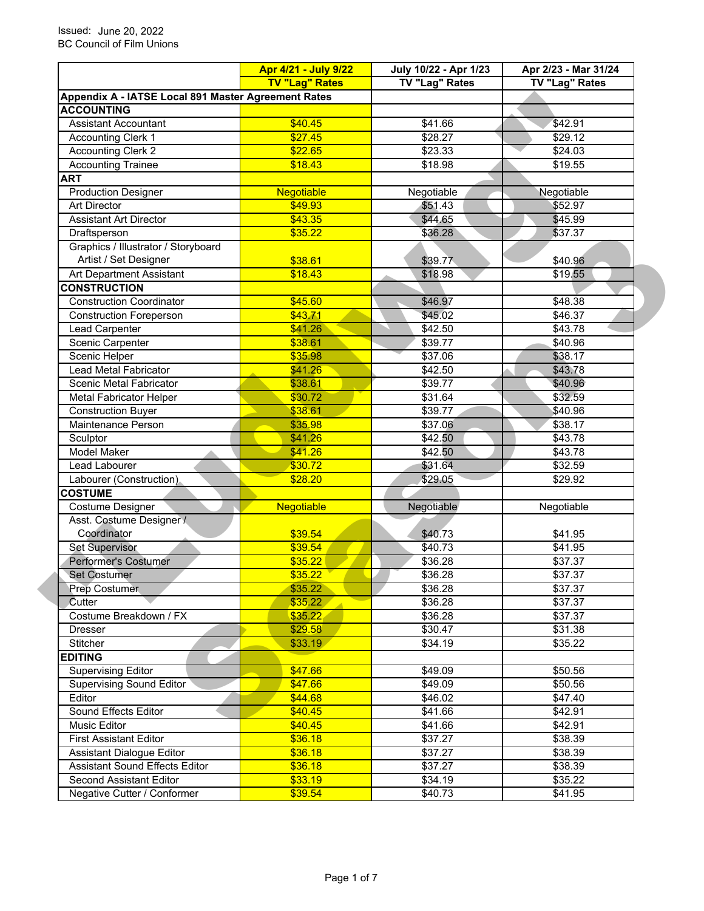Issued: June 20, 2022
BC Council of Film Unions

| | Apr 4/21 - July 9/22 TV "Lag" Rates | July 10/22 - Apr 1/23 TV "Lag" Rates | Apr 2/23 - Mar 31/24 TV "Lag" Rates |
|---|---|---|---|
| **Appendix A - IATSE Local 891 Master Agreement Rates** | | | |
| **ACCOUNTING** | | | |
| Assistant Accountant | $40.45 | $41.66 | $42.91 |
| Accounting Clerk 1 | $27.45 | $28.27 | $29.12 |
| Accounting Clerk 2 | $22.65 | $23.33 | $24.03 |
| Accounting Trainee | $18.43 | $18.98 | $19.55 |
| **ART** | | | |
| Production Designer | Negotiable | Negotiable | Negotiable |
| Art Director | $49.93 | $51.43 | $52.97 |
| Assistant Art Director | $43.35 | $44.65 | $45.99 |
| Draftsperson | $35.22 | $36.28 | $37.37 |
| Graphics / Illustrator / Storyboard Artist / Set Designer | $38.61 | $39.77 | $40.96 |
| Art Department Assistant | $18.43 | $18.98 | $19.55 |
| **CONSTRUCTION** | | | |
| Construction Coordinator | $45.60 | $46.97 | $48.38 |
| Construction Foreperson | $43.71 | $45.02 | $46.37 |
| Lead Carpenter | $41.26 | $42.50 | $43.78 |
| Scenic Carpenter | $38.61 | $39.77 | $40.96 |
| Scenic Helper | $35.98 | $37.06 | $38.17 |
| Lead Metal Fabricator | $41.26 | $42.50 | $43.78 |
| Scenic Metal Fabricator | $38.61 | $39.77 | $40.96 |
| Metal Fabricator Helper | $30.72 | $31.64 | $32.59 |
| Construction Buyer | $38.61 | $39.77 | $40.96 |
| Maintenance Person | $35.98 | $37.06 | $38.17 |
| Sculptor | $41.26 | $42.50 | $43.78 |
| Model Maker | $41.26 | $42.50 | $43.78 |
| Lead Labourer | $30.72 | $31.64 | $32.59 |
| Labourer (Construction) | $28.20 | $29.05 | $29.92 |
| **COSTUME** | | | |
| Costume Designer | Negotiable | Negotiable | Negotiable |
| Asst. Costume Designer / Coordinator | $39.54 | $40.73 | $41.95 |
| Set Supervisor | $39.54 | $40.73 | $41.95 |
| Performer's Costumer | $35.22 | $36.28 | $37.37 |
| Set Costumer | $35.22 | $36.28 | $37.37 |
| Prep Costumer | $35.22 | $36.28 | $37.37 |
| Cutter | $35.22 | $36.28 | $37.37 |
| Costume Breakdown / FX | $35.22 | $36.28 | $37.37 |
| Dresser | $29.58 | $30.47 | $31.38 |
| Stitcher | $33.19 | $34.19 | $35.22 |
| **EDITING** | | | |
| Supervising Editor | $47.66 | $49.09 | $50.56 |
| Supervising Sound Editor | $47.66 | $49.09 | $50.56 |
| Editor | $44.68 | $46.02 | $47.40 |
| Sound Effects Editor | $40.45 | $41.66 | $42.91 |
| Music Editor | $40.45 | $41.66 | $42.91 |
| First Assistant Editor | $36.18 | $37.27 | $38.39 |
| Assistant Dialogue Editor | $36.18 | $37.27 | $38.39 |
| Assistant Sound Effects Editor | $36.18 | $37.27 | $38.39 |
| Second Assistant Editor | $33.19 | $34.19 | $35.22 |
| Negative Cutter / Conformer | $39.54 | $40.73 | $41.95 |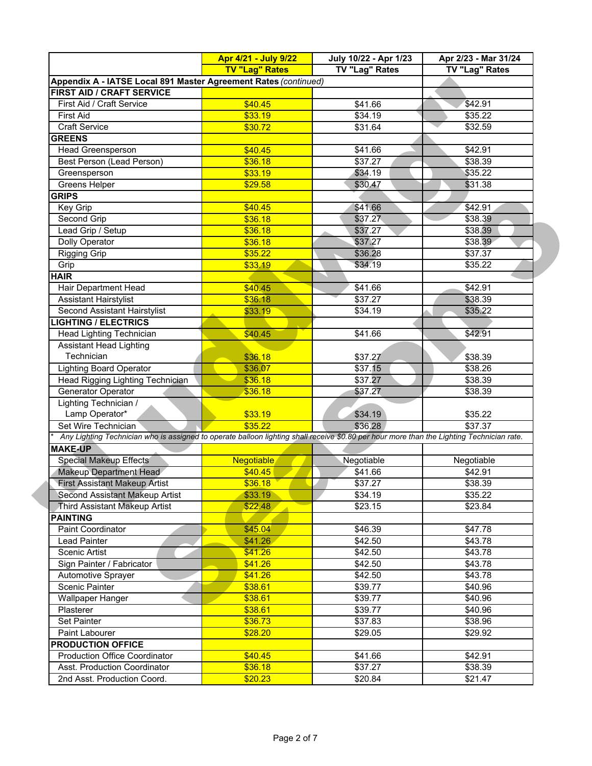| | Apr 4/21 - July 9/22 TV "Lag" Rates | July 10/22 - Apr 1/23 TV "Lag" Rates | Apr 2/23 - Mar 31/24 TV "Lag" Rates |
|---|---|---|---|
| **Appendix A - IATSE Local 891 Master Agreement Rates** *(continued)* | | | |
| **FIRST AID / CRAFT SERVICE** | | | |
| First Aid / Craft Service | $40.45 | $41.66 | $42.91 |
| First Aid | $33.19 | $34.19 | $35.22 |
| Craft Service | $30.72 | $31.64 | $32.59 |
| **GREENS** | | | |
| Head Greensperson | $40.45 | $41.66 | $42.91 |
| Best Person (Lead Person) | $36.18 | $37.27 | $38.39 |
| Greensperson | $33.19 | $34.19 | $35.22 |
| Greens Helper | $29.58 | $30.47 | $31.38 |
| **GRIPS** | | | |
| Key Grip | $40.45 | $41.66 | $42.91 |
| Second Grip | $36.18 | $37.27 | $38.39 |
| Lead Grip / Setup | $36.18 | $37.27 | $38.39 |
| Dolly Operator | $36.18 | $37.27 | $38.39 |
| Rigging Grip | $35.22 | $36.28 | $37.37 |
| Grip | $33.19 | $34.19 | $35.22 |
| **HAIR** | | | |
| Hair Department Head | $40.45 | $41.66 | $42.91 |
| Assistant Hairstylist | $36.18 | $37.27 | $38.39 |
| Second Assistant Hairstylist | $33.19 | $34.19 | $35.22 |
| **LIGHTING / ELECTRICS** | | | |
| Head Lighting Technician | $40.45 | $41.66 | $42.91 |
| Assistant Head Lighting Technician | $36.18 | $37.27 | $38.39 |
| Lighting Board Operator | $36.07 | $37.15 | $38.26 |
| Head Rigging Lighting Technician | $36.18 | $37.27 | $38.39 |
| Generator Operator | $36.18 | $37.27 | $38.39 |
| Lighting Technician / Lamp Operator* | $33.19 | $34.19 | $35.22 |
| Set Wire Technician | $35.22 | $36.28 | $37.37 |
| * *Any Lighting Technician who is assigned to operate balloon lighting shall receive $0.80 per hour more than the Lighting Technician rate.* | | | |
| **MAKE-UP** | | | |
| Special Makeup Effects | Negotiable | Negotiable | Negotiable |
| Makeup Department Head | $40.45 | $41.66 | $42.91 |
| First Assistant Makeup Artist | $36.18 | $37.27 | $38.39 |
| Second Assistant Makeup Artist | $33.19 | $34.19 | $35.22 |
| Third Assistant Makeup Artist | $22.48 | $23.15 | $23.84 |
| **PAINTING** | | | |
| Paint Coordinator | $45.04 | $46.39 | $47.78 |
| Lead Painter | $41.26 | $42.50 | $43.78 |
| Scenic Artist | $41.26 | $42.50 | $43.78 |
| Sign Painter / Fabricator | $41.26 | $42.50 | $43.78 |
| Automotive Sprayer | $41.26 | $42.50 | $43.78 |
| Scenic Painter | $38.61 | $39.77 | $40.96 |
| Wallpaper Hanger | $38.61 | $39.77 | $40.96 |
| Plasterer | $38.61 | $39.77 | $40.96 |
| Set Painter | $36.73 | $37.83 | $38.96 |
| Paint Labourer | $28.20 | $29.05 | $29.92 |
| **PRODUCTION OFFICE** | | | |
| Production Office Coordinator | $40.45 | $41.66 | $42.91 |
| Asst. Production Coordinator | $36.18 | $37.27 | $38.39 |
| 2nd Asst. Production Coord. | $20.23 | $20.84 | $21.47 |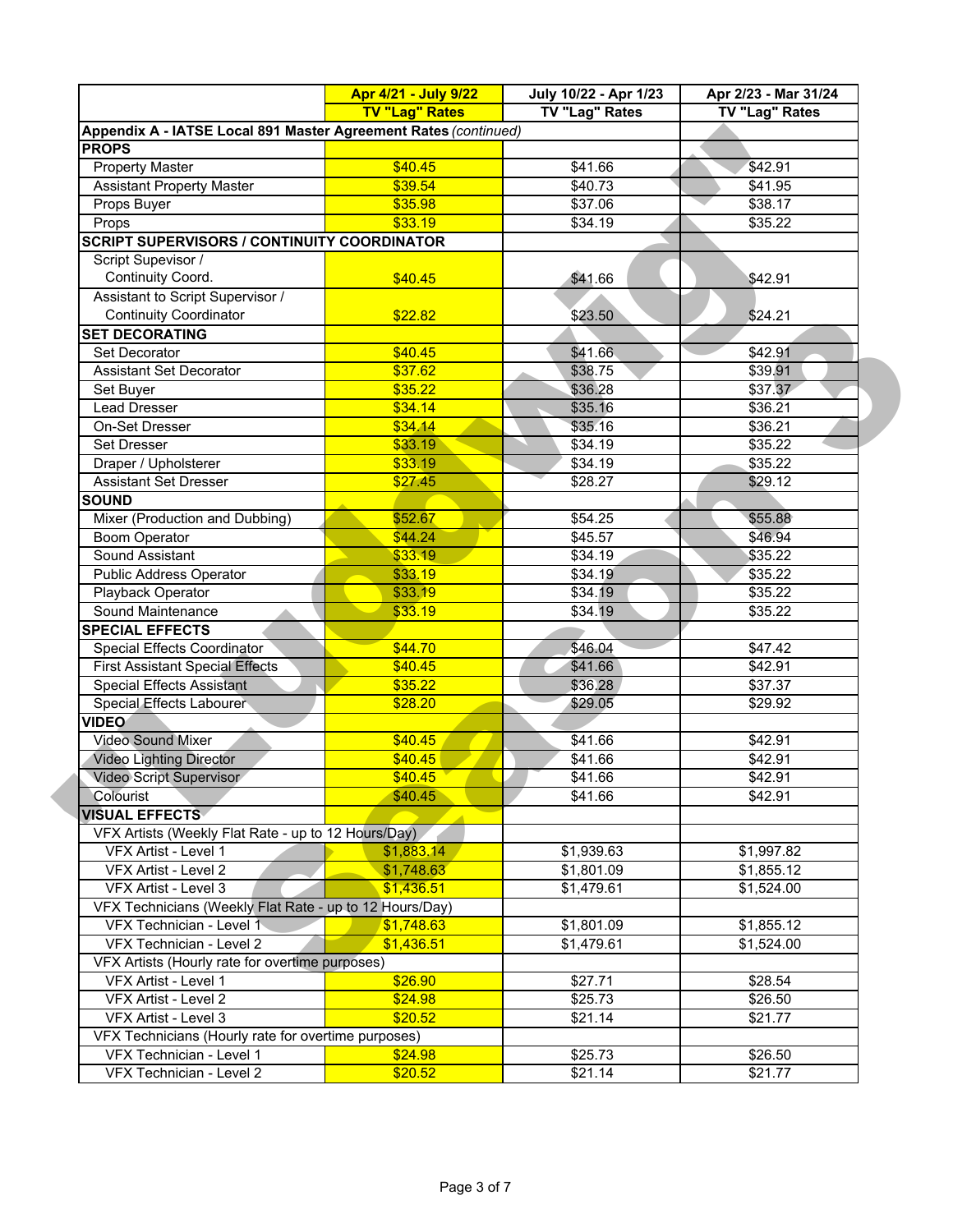| | Apr 4/21 - July 9/22 TV "Lag" Rates | July 10/22 - Apr 1/23 TV "Lag" Rates | Apr 2/23 - Mar 31/24 TV "Lag" Rates |
|---|---|---|---|
| **Appendix A - IATSE Local 891 Master Agreement Rates** *(continued)* | | | |
| **PROPS** | | | |
| Property Master | $40.45 | $41.66 | $42.91 |
| Assistant Property Master | $39.54 | $40.73 | $41.95 |
| Props Buyer | $35.98 | $37.06 | $38.17 |
| Props | $33.19 | $34.19 | $35.22 |
| **SCRIPT SUPERVISORS / CONTINUITY COORDINATOR** | | | |
| Script Supevisor / Continuity Coord. | $40.45 | $41.66 | $42.91 |
| Assistant to Script Supervisor / Continuity Coordinator | $22.82 | $23.50 | $24.21 |
| **SET DECORATING** | | | |
| Set Decorator | $40.45 | $41.66 | $42.91 |
| Assistant Set Decorator | $37.62 | $38.75 | $39.91 |
| Set Buyer | $35.22 | $36.28 | $37.37 |
| Lead Dresser | $34.14 | $35.16 | $36.21 |
| On-Set Dresser | $34.14 | $35.16 | $36.21 |
| Set Dresser | $33.19 | $34.19 | $35.22 |
| Draper / Upholsterer | $33.19 | $34.19 | $35.22 |
| Assistant Set Dresser | $27.45 | $28.27 | $29.12 |
| **SOUND** | | | |
| Mixer (Production and Dubbing) | $52.67 | $54.25 | $55.88 |
| Boom Operator | $44.24 | $45.57 | $46.94 |
| Sound Assistant | $33.19 | $34.19 | $35.22 |
| Public Address Operator | $33.19 | $34.19 | $35.22 |
| Playback Operator | $33.19 | $34.19 | $35.22 |
| Sound Maintenance | $33.19 | $34.19 | $35.22 |
| **SPECIAL EFFECTS** | | | |
| Special Effects Coordinator | $44.70 | $46.04 | $47.42 |
| First Assistant Special Effects | $40.45 | $41.66 | $42.91 |
| Special Effects Assistant | $35.22 | $36.28 | $37.37 |
| Special Effects Labourer | $28.20 | $29.05 | $29.92 |
| **VIDEO** | | | |
| Video Sound Mixer | $40.45 | $41.66 | $42.91 |
| Video Lighting Director | $40.45 | $41.66 | $42.91 |
| Video Script Supervisor | $40.45 | $41.66 | $42.91 |
| Colourist | $40.45 | $41.66 | $42.91 |
| **VISUAL EFFECTS** | | | |
| VFX Artists (Weekly Flat Rate - up to 12 Hours/Day) | | | |
| VFX Artist - Level 1 | $1,883.14 | $1,939.63 | $1,997.82 |
| VFX Artist - Level 2 | $1,748.63 | $1,801.09 | $1,855.12 |
| VFX Artist - Level 3 | $1,436.51 | $1,479.61 | $1,524.00 |
| VFX Technicians (Weekly Flat Rate - up to 12 Hours/Day) | | | |
| VFX Technician - Level 1 | $1,748.63 | $1,801.09 | $1,855.12 |
| VFX Technician - Level 2 | $1,436.51 | $1,479.61 | $1,524.00 |
| VFX Artists (Hourly rate for overtime purposes) | | | |
| VFX Artist - Level 1 | $26.90 | $27.71 | $28.54 |
| VFX Artist - Level 2 | $24.98 | $25.73 | $26.50 |
| VFX Artist - Level 3 | $20.52 | $21.14 | $21.77 |
| VFX Technicians (Hourly rate for overtime purposes) | | | |
| VFX Technician - Level 1 | $24.98 | $25.73 | $26.50 |
| VFX Technician - Level 2 | $20.52 | $21.14 | $21.77 |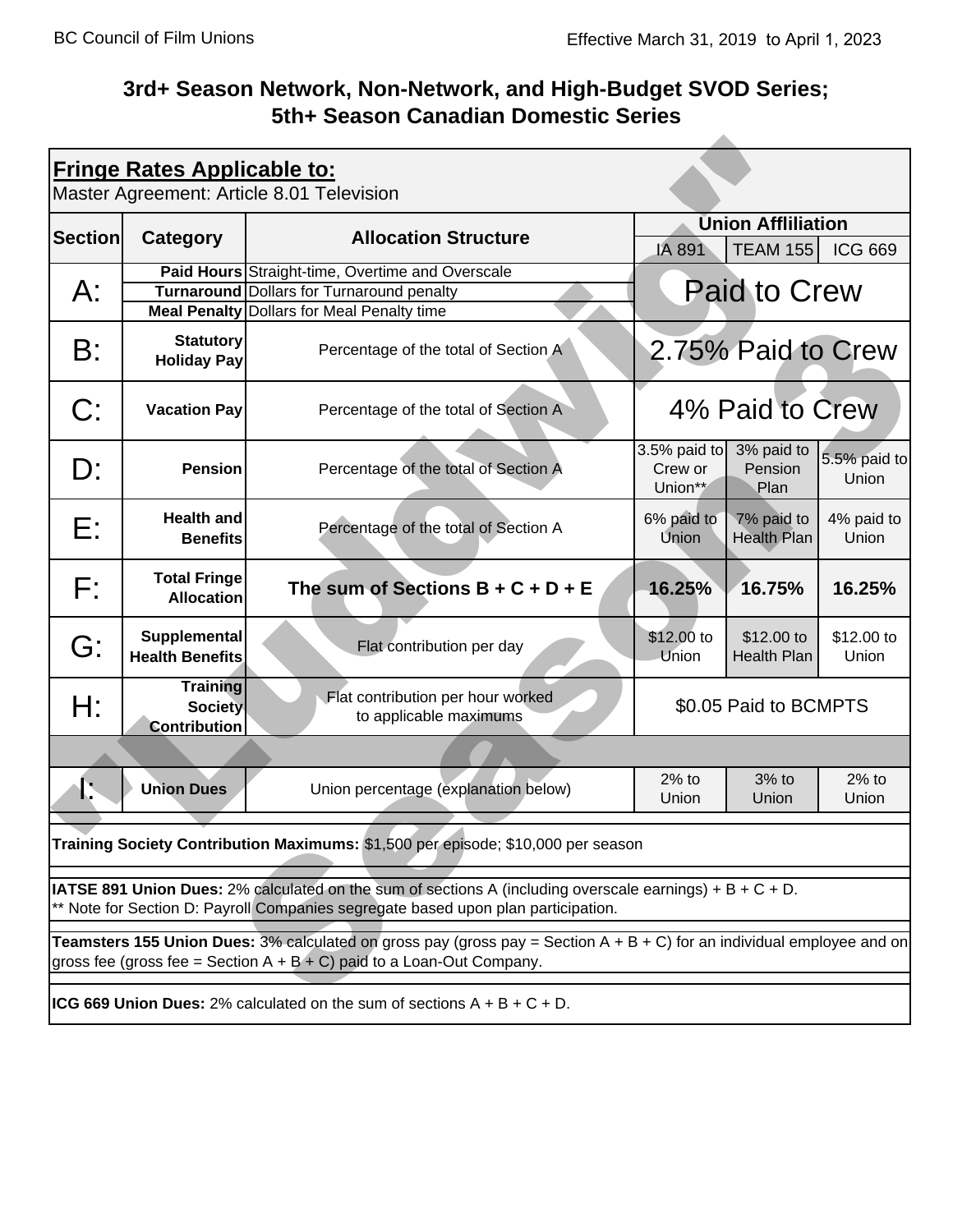BC Council of Film Unions

Effective March 31, 2019 to April 1, 2023

## 3rd+ Season Network, Non-Network, and High-Budget SVOD Series; 5th+ Season Canadian Domestic Series

**Fringe Rates Applicable to:**
Master Agreement: Article 8.01 Television

| Section | Category | Allocation Structure | Union Affliliation | | |
|---|---|---|---|---|---|
| | | | IA 891 | TEAM 155 | ICG 669 |
| A: | **Paid Hours** | Straight-time, Overtime and Overscale | Paid to Crew | | |
| | **Turnaround** | Dollars for Turnaround penalty | | | |
| | **Meal Penalty** | Dollars for Meal Penalty time | | | |
| B: | **Statutory Holiday Pay** | Percentage of the total of Section A | 2.75% Paid to Crew | | |
| C: | **Vacation Pay** | Percentage of the total of Section A | 4% Paid to Crew | | |
| D: | **Pension** | Percentage of the total of Section A | 3.5% paid to Crew or Union** | 3% paid to Pension Plan | 5.5% paid to Union |
| E: | **Health and Benefits** | Percentage of the total of Section A | 6% paid to Union | 7% paid to Health Plan | 4% paid to Union |
| F: | **Total Fringe Allocation** | **The sum of Sections B + C + D + E** | **16.25%** | **16.75%** | **16.25%** |
| G: | **Supplemental Health Benefits** | Flat contribution per day | $12.00 to Union | $12.00 to Health Plan | $12.00 to Union |
| H: | **Training Society Contribution** | Flat contribution per hour worked to applicable maximums | $0.05 Paid to BCMPTS | | |
| I: | **Union Dues** | Union percentage (explanation below) | 2% to Union | 3% to Union | 2% to Union |

**Training Society Contribution Maximums:** $1,500 per episode; $10,000 per season

**IATSE 891 Union Dues:** 2% calculated on the sum of sections A (including overscale earnings) + B + C + D.
** Note for Section D: Payroll Companies segregate based upon plan participation.

**Teamsters 155 Union Dues:** 3% calculated on gross pay (gross pay = Section A + B + C) for an individual employee and on gross fee (gross fee = Section A + B + C) paid to a Loan-Out Company.

**ICG 669 Union Dues:** 2% calculated on the sum of sections A + B + C + D.